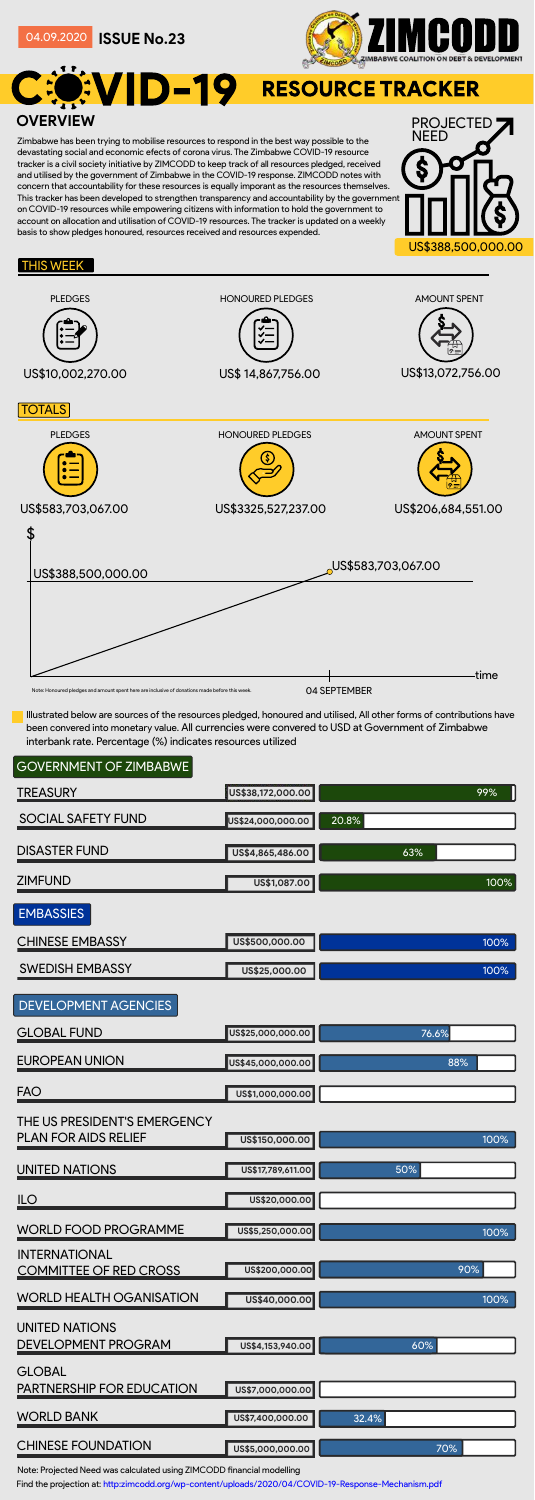04.09.2020 **ISSUE No.23**

ZIMCODD — ZIMBABWE COALITION ON DEBT & DEVELOPMENT

# COVID-19 RESOURCE TRACKER

## OVERVIEW

Zimbabwe has been trying to mobilise resources to respond in the best way possible to the devastating social and economic efects of corona virus. The Zimbabwe COVID-19 resource tracker is a civil society initiative by ZIMCODD to keep track of all resources pledged, received and utilised by the government of Zimbabwe in the COVID-19 response. ZIMCODD notes with concern that accountability for these resources is equally imporant as the resources themselves. This tracker has been developed to strengthen transparency and accountability by the government on COVID-19 resources while empowering citizens with information to hold the government to account on allocation and utilisation of COVID-19 resources. The tracker is updated on a weekly basis to show pledges honoured, resources received and resources expended.

PROJECTED NEED
US$388,500,000.00

## THIS WEEK

| PLEDGES | HONOURED PLEDGES | AMOUNT SPENT |
| --- | --- | --- |
| US$10,002,270.00 | US$ 14,867,756.00 | US$13,072,756.00 |

## TOTALS

| PLEDGES | HONOURED PLEDGES | AMOUNT SPENT |
| --- | --- | --- |
| US$583,703,067.00 | US$3325,527,237.00 | US$206,684,551.00 |

$ — US$388,500,000.00 — US$583,703,067.00 — 04 SEPTEMBER — time

Note: Honoured pledges and amount spent here are inclusive of donations made before this week.

Illustrated below are sources of the resources pledged, honoured and utilised, All other forms of contributions have been converted into monetary value. All currencies were converted to USD at Government of Zimbabwe interbank rate. Percentage (%) indicates resources utilized

| Source | Amount | Utilised |
| --- | --- | --- |
| **GOVERNMENT OF ZIMBABWE** | | |
| TREASURY | US$38,172,000.00 | 99% |
| SOCIAL SAFETY FUND | US$24,000,000.00 | 20.8% |
| DISASTER FUND | US$4,865,486.00 | 63% |
| ZIMFUND | US$1,087.00 | 100% |
| **EMBASSIES** | | |
| CHINESE EMBASSY | US$500,000.00 | 100% |
| SWEDISH EMBASSY | US$25,000.00 | 100% |
| **DEVELOPMENT AGENCIES** | | |
| GLOBAL FUND | US$25,000,000.00 | 76.6% |
| EUROPEAN UNION | US$45,000,000.00 | 88% |
| FAO | US$1,000,000.00 | |
| THE US PRESIDENT'S EMERGENCY PLAN FOR AIDS RELIEF | US$150,000.00 | 100% |
| UNITED NATIONS | US$17,789,611.00 | 50% |
| ILO | US$20,000.00 | |
| WORLD FOOD PROGRAMME | US$5,250,000.00 | 100% |
| INTERNATIONAL COMMITTEE OF RED CROSS | US$200,000.00 | 90% |
| WORLD HEALTH OGANISATION | US$40,000.00 | 100% |
| UNITED NATIONS DEVELOPMENT PROGRAM | US$4,153,940.00 | 60% |
| GLOBAL PARTNERSHIP FOR EDUCATION | US$7,000,000.00 | |
| WORLD BANK | US$7,400,000.00 | 32.4% |
| CHINESE FOUNDATION | US$5,000,000.00 | 70% |

Note: Projected Need was calculated using ZIMCODD financial modelling

Find the projection at: http:zimcodd.org/wp-content/uploads/2020/04/COVID-19-Response-Mechanism.pdf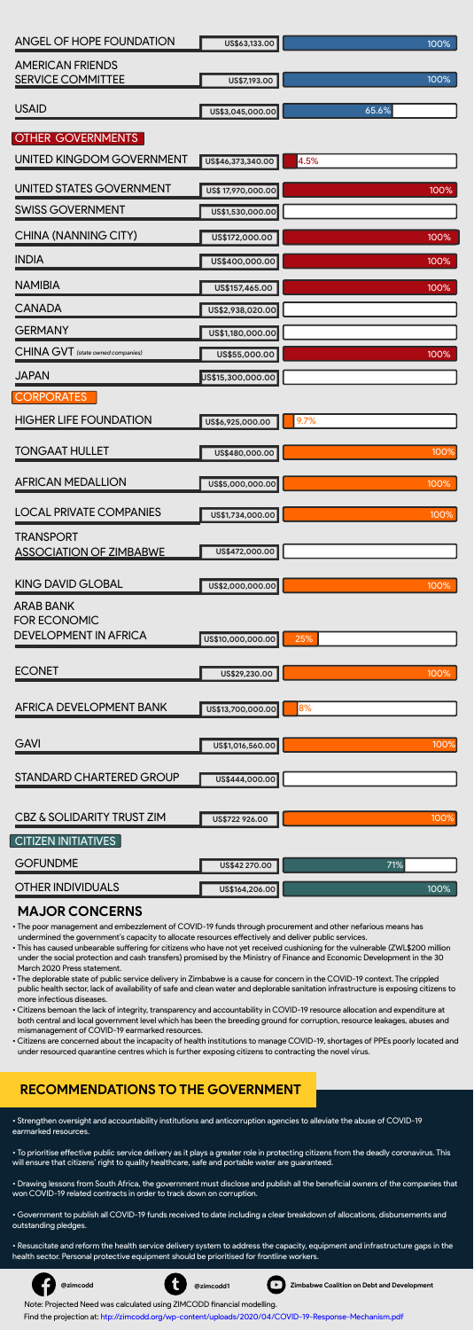ANGEL OF HOPE FOUNDATION US$63,133.00 100%

AMERICAN FRIENDS SERVICE COMMITTEE US$7,193.00 100%

USAID US$3,045,000.00 65.6%

OTHER GOVERNMENTS

UNITED KINGDOM GOVERNMENT US$46,373,340.00 4.5%

UNITED STATES GOVERNMENT US$ 17,970,000.00 100%

SWISS GOVERNMENT US$1,530,000.00

CHINA (NANNING CITY) US$172,000.00 100%

INDIA US$400,000.00 100%

NAMIBIA US$157,465.00 100%

CANADA US$2,938,020.00

GERMANY US$1,180,000.00

CHINA GVT *(state owned companies)* US$55,000.00 100%

JAPAN US$15,300,000.00

CORPORATES

HIGHER LIFE FOUNDATION US$6,925,000.00 9.7%

TONGAAT HULLET US$480,000.00 100%

AFRICAN MEDALLION US$5,000,000.00 100%

LOCAL PRIVATE COMPANIES US$1,734,000.00 100%

TRANSPORT ASSOCIATION OF ZIMBABWE US$472,000.00

KING DAVID GLOBAL US$2,000,000.00 100%

ARAB BANK FOR ECONOMIC DEVELOPMENT IN AFRICA US$10,000,000.00 25%

ECONET US$29,230.00 100%

AFRICA DEVELOPMENT BANK US$13,700,000.00 8%

GAVI US$1,016,560.00 100%

STANDARD CHARTERED GROUP US$444,000.00

CBZ & SOLIDARITY TRUST ZIM US$722 926.00 100%

CITIZEN INITIATIVES

GOFUNDME US$42 270.00 71%

OTHER INDIVIDUALS US$164,206.00 100%

## MAJOR CONCERNS

- The poor management and embezzlement of COVID-19 funds through procurement and other nefarious means has undermined the government's capacity to allocate resources effectively and deliver public services.
- This has caused unbearable suffering for citizens who have not yet received cushioning for the vulnerable (ZWL$200 million under the social protection and cash transfers) promised by the Ministry of Finance and Economic Development in the 30 March 2020 Press statement.
- The deplorable state of public service delivery in Zimbabwe is a cause for concern in the COVID-19 context. The crippled public health sector, lack of availability of safe and clean water and deplorable sanitation infrastructure is exposing citizens to more infectious diseases.
- Citizens bemoan the lack of integrity, transparency and accountability in COVID-19 resource allocation and expenditure at both central and local government level which has been the breeding ground for corruption, resource leakages, abuses and mismanagement of COVID-19 earmarked resources.
- Citizens are concerned about the incapacity of health institutions to manage COVID-19, shortages of PPEs poorly located and under resourced quarantine centres which is further exposing citizens to contracting the novel virus.

## RECOMMENDATIONS TO THE GOVERNMENT

- Strengthen oversight and accountability institutions and anticorruption agencies to alleviate the abuse of COVID-19 earmarked resources.
- To prioritise effective public service delivery as it plays a greater role in protecting citizens from the deadly coronavirus. This will ensure that citizens' right to quality healthcare, safe and portable water are guaranteed.
- Drawing lessons from South Africa, the government must disclose and publish all the beneficial owners of the companies that won COVID-19 related contracts in order to track down on corruption.
- Government to publish all COVID-19 funds received to date including a clear breakdown of allocations, disbursements and outstanding pledges.
- Resuscitate and reform the health service delivery system to address the capacity, equipment and infrastructure gaps in the health sector. Personal protective equipment should be prioritised for frontline workers.

@zimcodd @zimcodd1 Zimbabwe Coalition on Debt and Development

Note: Projected Need was calculated using ZIMCODD financial modelling.

Find the projection at: http://zimcodd.org/wp-content/uploads/2020/04/COVID-19-Response-Mechanism.pdf